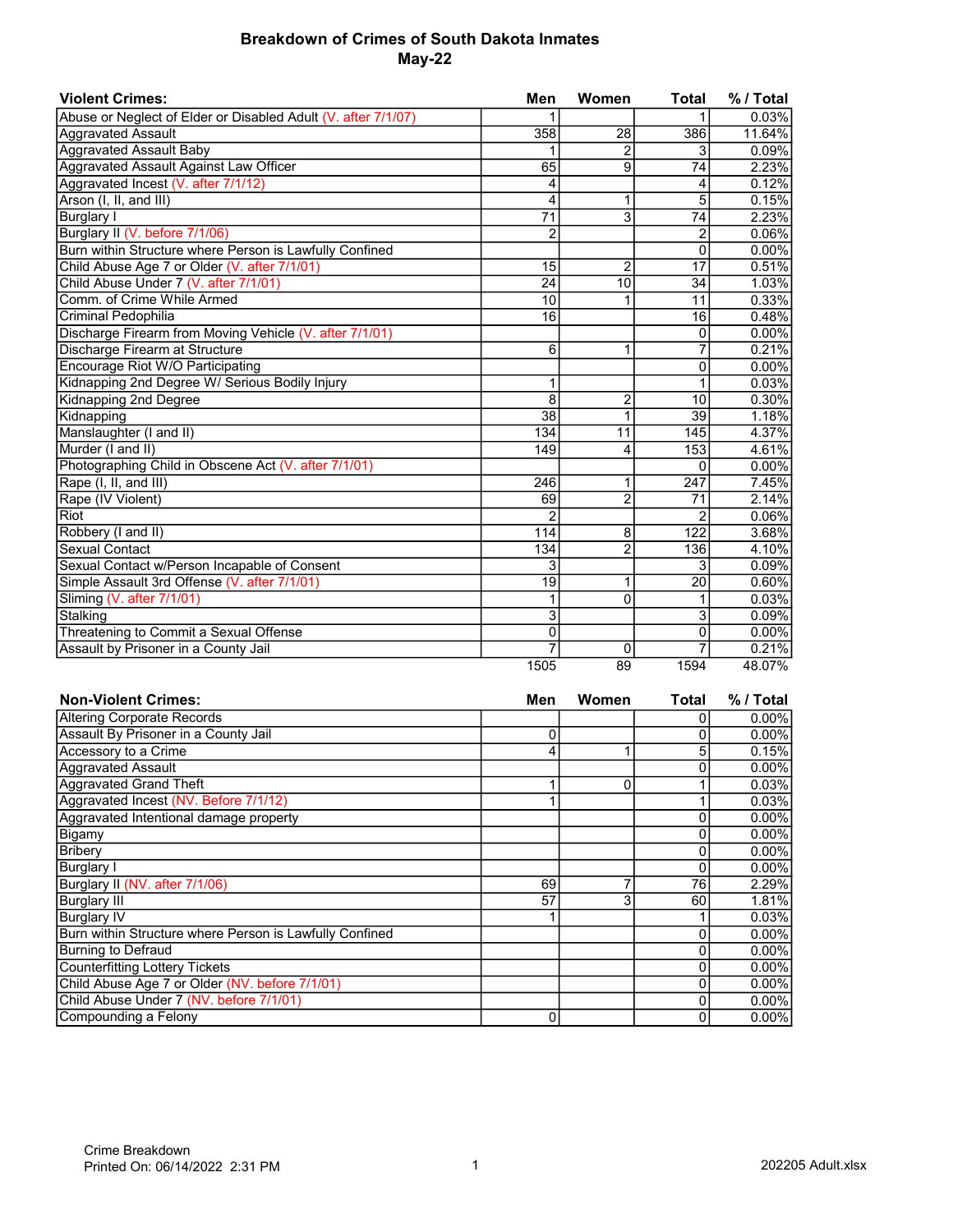# Breakdown of Crimes of South Dakota Inmates
## May-22

| Violent Crimes: | Men | Women | Total | % / Total |
|---|---|---|---|---|
| Abuse or Neglect of Elder or Disabled Adult (V. after 7/1/07) | 1 | | 1 | 0.03% |
| Aggravated Assault | 358 | 28 | 386 | 11.64% |
| Aggravated Assault Baby | 1 | 2 | 3 | 0.09% |
| Aggravated Assault Against Law Officer | 65 | 9 | 74 | 2.23% |
| Aggravated Incest (V. after 7/1/12) | 4 | | 4 | 0.12% |
| Arson (I, II, and III) | 4 | 1 | 5 | 0.15% |
| Burglary I | 71 | 3 | 74 | 2.23% |
| Burglary II (V. before 7/1/06) | 2 | | 2 | 0.06% |
| Burn within Structure where Person is Lawfully Confined | | | 0 | 0.00% |
| Child Abuse Age 7 or Older (V. after 7/1/01) | 15 | 2 | 17 | 0.51% |
| Child Abuse Under 7 (V. after 7/1/01) | 24 | 10 | 34 | 1.03% |
| Comm. of Crime While Armed | 10 | 1 | 11 | 0.33% |
| Criminal Pedophilia | 16 | | 16 | 0.48% |
| Discharge Firearm from Moving Vehicle (V. after 7/1/01) | | | 0 | 0.00% |
| Discharge Firearm at Structure | 6 | 1 | 7 | 0.21% |
| Encourage Riot W/O Participating | | | 0 | 0.00% |
| Kidnapping 2nd Degree W/ Serious Bodily Injury | 1 | | 1 | 0.03% |
| Kidnapping 2nd Degree | 8 | 2 | 10 | 0.30% |
| Kidnapping | 38 | 1 | 39 | 1.18% |
| Manslaughter (I and II) | 134 | 11 | 145 | 4.37% |
| Murder (I and II) | 149 | 4 | 153 | 4.61% |
| Photographing Child in Obscene Act (V. after 7/1/01) | | | 0 | 0.00% |
| Rape (I, II, and III) | 246 | 1 | 247 | 7.45% |
| Rape (IV Violent) | 69 | 2 | 71 | 2.14% |
| Riot | 2 | | 2 | 0.06% |
| Robbery (I and II) | 114 | 8 | 122 | 3.68% |
| Sexual Contact | 134 | 2 | 136 | 4.10% |
| Sexual Contact w/Person Incapable of Consent | 3 | | 3 | 0.09% |
| Simple Assault 3rd Offense (V. after 7/1/01) | 19 | 1 | 20 | 0.60% |
| Sliming (V. after 7/1/01) | 1 | 0 | 1 | 0.03% |
| Stalking | 3 | | 3 | 0.09% |
| Threatening to Commit a Sexual Offense | 0 | | 0 | 0.00% |
| Assault by Prisoner in a County Jail | 7 | 0 | 7 | 0.21% |
| | 1505 | 89 | 1594 | 48.07% |

| Non-Violent Crimes: | Men | Women | Total | % / Total |
|---|---|---|---|---|
| Altering Corporate Records | | | 0 | 0.00% |
| Assault By Prisoner in a County Jail | 0 | | 0 | 0.00% |
| Accessory to a Crime | 4 | 1 | 5 | 0.15% |
| Aggravated Assault | | | 0 | 0.00% |
| Aggravated Grand Theft | 1 | 0 | 1 | 0.03% |
| Aggravated Incest (NV. Before 7/1/12) | 1 | | 1 | 0.03% |
| Aggravated Intentional damage property | | | 0 | 0.00% |
| Bigamy | | | 0 | 0.00% |
| Bribery | | | 0 | 0.00% |
| Burglary I | | | 0 | 0.00% |
| Burglary II (NV. after 7/1/06) | 69 | 7 | 76 | 2.29% |
| Burglary III | 57 | 3 | 60 | 1.81% |
| Burglary IV | 1 | | 1 | 0.03% |
| Burn within Structure where Person is Lawfully Confined | | | 0 | 0.00% |
| Burning to Defraud | | | 0 | 0.00% |
| Counterfitting Lottery Tickets | | | 0 | 0.00% |
| Child Abuse Age 7 or Older (NV. before 7/1/01) | | | 0 | 0.00% |
| Child Abuse Under 7 (NV. before 7/1/01) | | | 0 | 0.00% |
| Compounding a Felony | 0 | | 0 | 0.00% |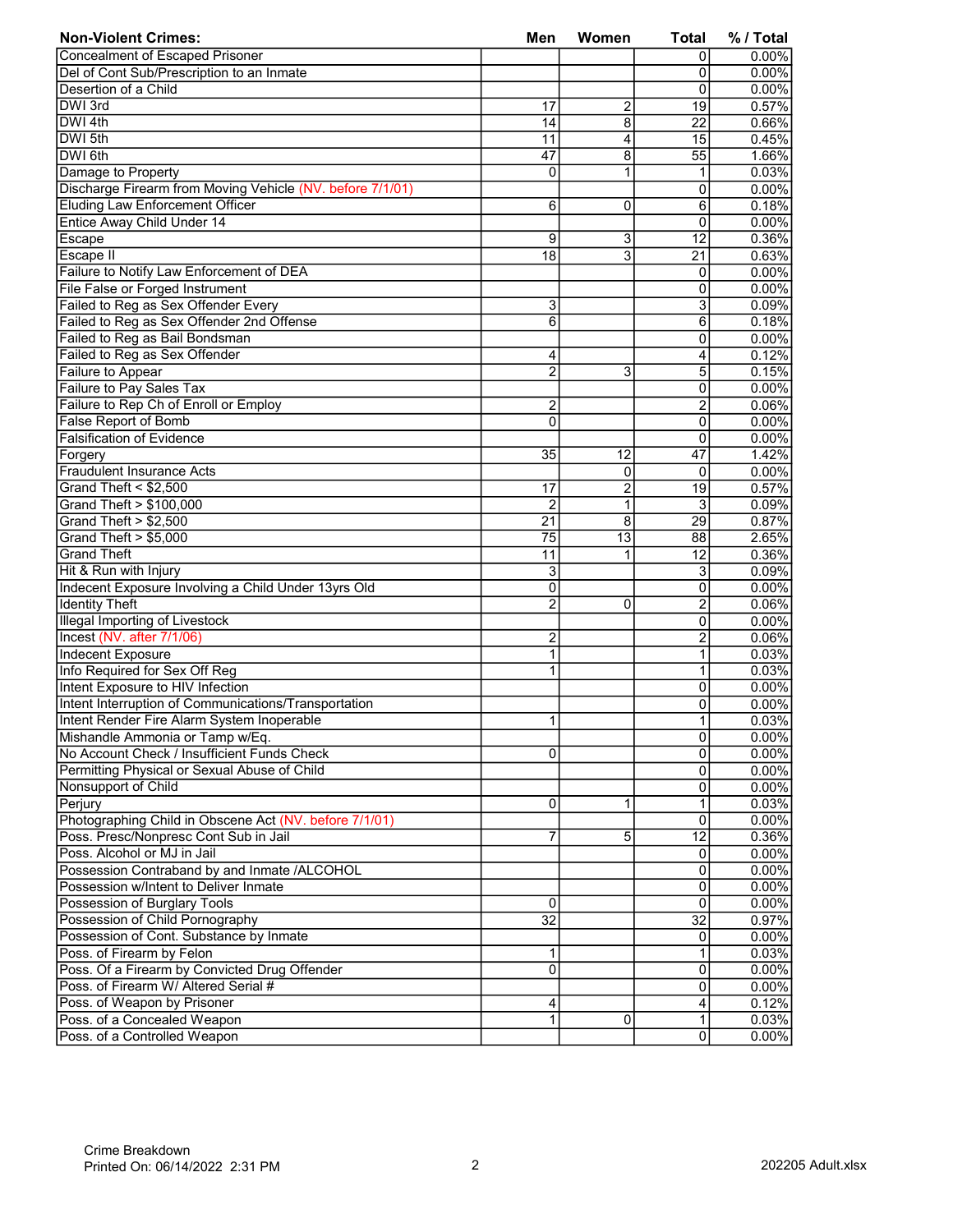| Non-Violent Crimes: | Men | Women | Total | % / Total |
|---|---|---|---|---|
| Concealment of Escaped Prisoner | | | 0 | 0.00% |
| Del of Cont Sub/Prescription to an Inmate | | | 0 | 0.00% |
| Desertion of a Child | | | 0 | 0.00% |
| DWI 3rd | 17 | 2 | 19 | 0.57% |
| DWI 4th | 14 | 8 | 22 | 0.66% |
| DWI 5th | 11 | 4 | 15 | 0.45% |
| DWI 6th | 47 | 8 | 55 | 1.66% |
| Damage to Property | 0 | 1 | 1 | 0.03% |
| Discharge Firearm from Moving Vehicle (NV. before 7/1/01) | | | 0 | 0.00% |
| Eluding Law Enforcement Officer | 6 | 0 | 6 | 0.18% |
| Entice Away Child Under 14 | | | 0 | 0.00% |
| Escape | 9 | 3 | 12 | 0.36% |
| Escape II | 18 | 3 | 21 | 0.63% |
| Failure to Notify Law Enforcement of DEA | | | 0 | 0.00% |
| File False or Forged Instrument | | | 0 | 0.00% |
| Failed to Reg as Sex Offender Every | 3 | | 3 | 0.09% |
| Failed to Reg as Sex Offender 2nd Offense | 6 | | 6 | 0.18% |
| Failed to Reg as Bail Bondsman | | | 0 | 0.00% |
| Failed to Reg as Sex Offender | 4 | | 4 | 0.12% |
| Failure to Appear | 2 | 3 | 5 | 0.15% |
| Failure to Pay Sales Tax | | | 0 | 0.00% |
| Failure to Rep Ch of Enroll or Employ | 2 | | 2 | 0.06% |
| False Report of Bomb | 0 | | 0 | 0.00% |
| Falsification of Evidence | | | 0 | 0.00% |
| Forgery | 35 | 12 | 47 | 1.42% |
| Fraudulent Insurance Acts | | 0 | 0 | 0.00% |
| Grand Theft < $2,500 | 17 | 2 | 19 | 0.57% |
| Grand Theft > $100,000 | 2 | 1 | 3 | 0.09% |
| Grand Theft > $2,500 | 21 | 8 | 29 | 0.87% |
| Grand Theft > $5,000 | 75 | 13 | 88 | 2.65% |
| Grand Theft | 11 | 1 | 12 | 0.36% |
| Hit & Run with Injury | 3 | | 3 | 0.09% |
| Indecent Exposure Involving a Child Under 13yrs Old | 0 | | 0 | 0.00% |
| Identity Theft | 2 | 0 | 2 | 0.06% |
| Illegal Importing of Livestock | | | 0 | 0.00% |
| Incest (NV. after 7/1/06) | 2 | | 2 | 0.06% |
| Indecent Exposure | 1 | | 1 | 0.03% |
| Info Required for Sex Off Reg | 1 | | 1 | 0.03% |
| Intent Exposure to HIV Infection | | | 0 | 0.00% |
| Intent Interruption of Communications/Transportation | | | 0 | 0.00% |
| Intent Render Fire Alarm System Inoperable | 1 | | 1 | 0.03% |
| Mishandle Ammonia or Tamp w/Eq. | | | 0 | 0.00% |
| No Account Check / Insufficient Funds Check | 0 | | 0 | 0.00% |
| Permitting Physical or Sexual Abuse of Child | | | 0 | 0.00% |
| Nonsupport of Child | | | 0 | 0.00% |
| Perjury | 0 | 1 | 1 | 0.03% |
| Photographing Child in Obscene Act (NV. before 7/1/01) | | | 0 | 0.00% |
| Poss. Presc/Nonpresc Cont Sub in Jail | 7 | 5 | 12 | 0.36% |
| Poss. Alcohol or MJ in Jail | | | 0 | 0.00% |
| Possession Contraband by and Inmate /ALCOHOL | | | 0 | 0.00% |
| Possession w/Intent to Deliver Inmate | | | 0 | 0.00% |
| Possession of Burglary Tools | 0 | | 0 | 0.00% |
| Possession of Child Pornography | 32 | | 32 | 0.97% |
| Possession of Cont. Substance by Inmate | | | 0 | 0.00% |
| Poss. of Firearm by Felon | 1 | | 1 | 0.03% |
| Poss. Of a Firearm by Convicted Drug Offender | 0 | | 0 | 0.00% |
| Poss. of Firearm W/ Altered Serial # | | | 0 | 0.00% |
| Poss. of Weapon by Prisoner | 4 | | 4 | 0.12% |
| Poss. of a Concealed Weapon | 1 | 0 | 1 | 0.03% |
| Poss. of a Controlled Weapon | | | 0 | 0.00% |

Crime Breakdown
Printed On: 06/14/2022 2:31 PM

202205 Adult.xlsx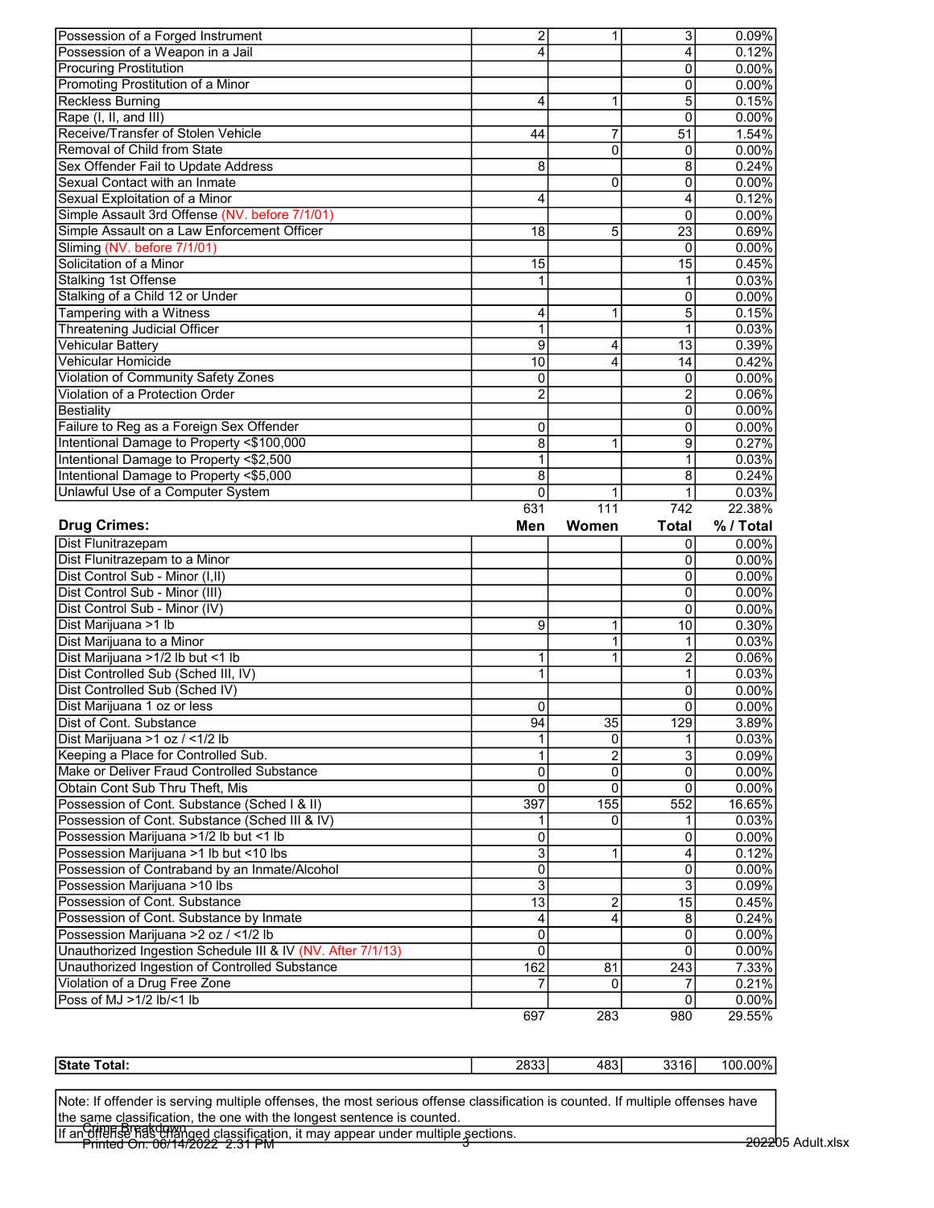| | Men | Women | Total | % / Total |
|---|---|---|---|---|
| Possession of a Forged Instrument | 2 | 1 | 3 | 0.09% |
| Possession of a Weapon in a Jail | 4 | | 4 | 0.12% |
| Procuring Prostitution | | | 0 | 0.00% |
| Promoting Prostitution of a Minor | | | 0 | 0.00% |
| Reckless Burning | 4 | 1 | 5 | 0.15% |
| Rape (I, II, and III) | | | 0 | 0.00% |
| Receive/Transfer of Stolen Vehicle | 44 | 7 | 51 | 1.54% |
| Removal of Child from State | | 0 | 0 | 0.00% |
| Sex Offender Fail to Update Address | 8 | | 8 | 0.24% |
| Sexual Contact with an Inmate | | 0 | 0 | 0.00% |
| Sexual Exploitation of a Minor | 4 | | 4 | 0.12% |
| Simple Assault 3rd Offense (NV. before 7/1/01) | | | 0 | 0.00% |
| Simple Assault on a Law Enforcement Officer | 18 | 5 | 23 | 0.69% |
| Sliming (NV. before 7/1/01) | | | 0 | 0.00% |
| Solicitation of a Minor | 15 | | 15 | 0.45% |
| Stalking 1st Offense | 1 | | 1 | 0.03% |
| Stalking of a Child 12 or Under | | | 0 | 0.00% |
| Tampering with a Witness | 4 | 1 | 5 | 0.15% |
| Threatening Judicial Officer | 1 | | 1 | 0.03% |
| Vehicular Battery | 9 | 4 | 13 | 0.39% |
| Vehicular Homicide | 10 | 4 | 14 | 0.42% |
| Violation of Community Safety Zones | 0 | | 0 | 0.00% |
| Violation of a Protection Order | 2 | | 2 | 0.06% |
| Bestiality | | | 0 | 0.00% |
| Failure to Reg as a Foreign Sex Offender | 0 | | 0 | 0.00% |
| Intentional Damage to Property <$100,000 | 8 | 1 | 9 | 0.27% |
| Intentional Damage to Property <$2,500 | 1 | | 1 | 0.03% |
| Intentional Damage to Property <$5,000 | 8 | | 8 | 0.24% |
| Unlawful Use of a Computer System | 0 | 1 | 1 | 0.03% |
| | 631 | 111 | 742 | 22.38% |

| **Drug Crimes:** | **Men** | **Women** | **Total** | **% / Total** |
|---|---|---|---|---|
| Dist Flunitrazepam | | | 0 | 0.00% |
| Dist Flunitrazepam to a Minor | | | 0 | 0.00% |
| Dist Control Sub - Minor (I,II) | | | 0 | 0.00% |
| Dist Control Sub - Minor (III) | | | 0 | 0.00% |
| Dist Control Sub - Minor (IV) | | | 0 | 0.00% |
| Dist Marijuana >1 lb | 9 | 1 | 10 | 0.30% |
| Dist Marijuana to a Minor | | 1 | 1 | 0.03% |
| Dist Marijuana >1/2 lb but <1 lb | 1 | 1 | 2 | 0.06% |
| Dist Controlled Sub (Sched III, IV) | 1 | | 1 | 0.03% |
| Dist Controlled Sub (Sched IV) | | | 0 | 0.00% |
| Dist Marijuana 1 oz or less | 0 | | 0 | 0.00% |
| Dist of Cont. Substance | 94 | 35 | 129 | 3.89% |
| Dist Marijuana >1 oz / <1/2 lb | 1 | 0 | 1 | 0.03% |
| Keeping a Place for Controlled Sub. | 1 | 2 | 3 | 0.09% |
| Make or Deliver Fraud Controlled Substance | 0 | 0 | 0 | 0.00% |
| Obtain Cont Sub Thru Theft, Mis | 0 | 0 | 0 | 0.00% |
| Possession of Cont. Substance (Sched I & II) | 397 | 155 | 552 | 16.65% |
| Possession of Cont. Substance (Sched III & IV) | 1 | 0 | 1 | 0.03% |
| Possession Marijuana >1/2 lb but <1 lb | 0 | | 0 | 0.00% |
| Possession Marijuana >1 lb but <10 lbs | 3 | 1 | 4 | 0.12% |
| Possession of Contraband by an Inmate/Alcohol | 0 | | 0 | 0.00% |
| Possession Marijuana >10 lbs | 3 | | 3 | 0.09% |
| Possession of Cont. Substance | 13 | 2 | 15 | 0.45% |
| Possession of Cont. Substance by Inmate | 4 | 4 | 8 | 0.24% |
| Possession Marijuana >2 oz / <1/2 lb | 0 | | 0 | 0.00% |
| Unauthorized Ingestion Schedule III & IV (NV. After 7/1/13) | 0 | | 0 | 0.00% |
| Unauthorized Ingestion of Controlled Substance | 162 | 81 | 243 | 7.33% |
| Violation of a Drug Free Zone | 7 | 0 | 7 | 0.21% |
| Poss of MJ >1/2 lb/<1 lb | | | 0 | 0.00% |
| | 697 | 283 | 980 | 29.55% |

| | | | | |
|---|---|---|---|---|
| **State Total:** | 2833 | 483 | 3316 | 100.00% |

Note: If offender is serving multiple offenses, the most serious offense classification is counted. If multiple offenses have the same classification, the one with the longest sentence is counted.
If an offense has changed classification, it may appear under multiple sections.